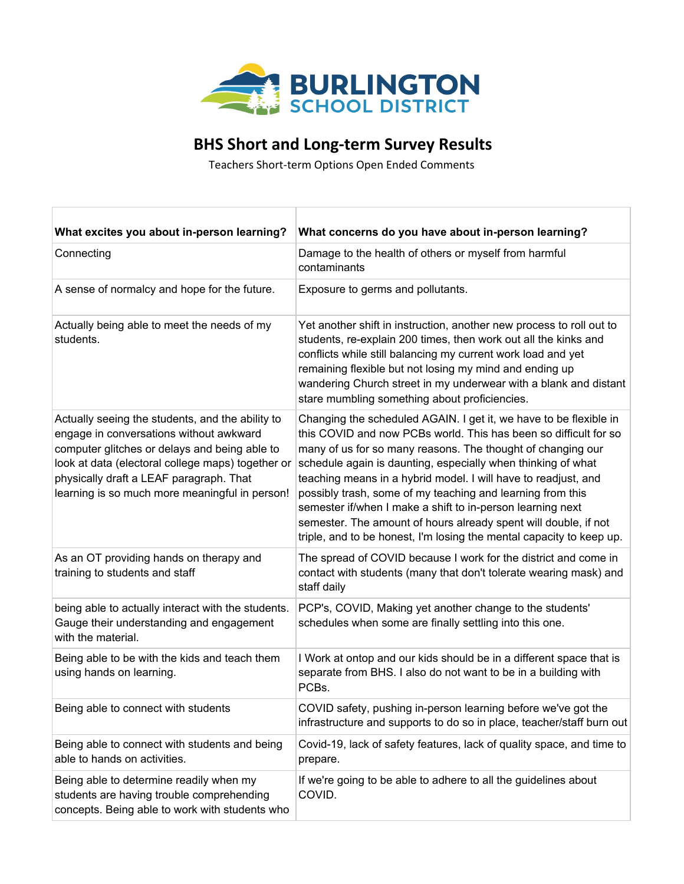BURLINGTON SCHOOL DISTRICT

# BHS Short and Long-term Survey Results

Teachers Short-term Options Open Ended Comments

| What excites you about in-person learning? | What concerns do you have about in-person learning? |
|---|---|
| Connecting | Damage to the health of others or myself from harmful contaminants |
| A sense of normalcy and hope for the future. | Exposure to germs and pollutants. |
| Actually being able to meet the needs of my students. | Yet another shift in instruction, another new process to roll out to students, re-explain 200 times, then work out all the kinks and conflicts while still balancing my current work load and yet remaining flexible but not losing my mind and ending up wandering Church street in my underwear with a blank and distant stare mumbling something about proficiencies. |
| Actually seeing the students, and the ability to engage in conversations without awkward computer glitches or delays and being able to look at data (electoral college maps) together or physically draft a LEAF paragraph. That learning is so much more meaningful in person! | Changing the scheduled AGAIN. I get it, we have to be flexible in this COVID and now PCBs world. This has been so difficult for so many of us for so many reasons. The thought of changing our schedule again is daunting, especially when thinking of what teaching means in a hybrid model. I will have to readjust, and possibly trash, some of my teaching and learning from this semester if/when I make a shift to in-person learning next semester. The amount of hours already spent will double, if not triple, and to be honest, I'm losing the mental capacity to keep up. |
| As an OT providing hands on therapy and training to students and staff | The spread of COVID because I work for the district and come in contact with students (many that don't tolerate wearing mask) and staff daily |
| being able to actually interact with the students. Gauge their understanding and engagement with the material. | PCP's, COVID, Making yet another change to the students' schedules when some are finally settling into this one. |
| Being able to be with the kids and teach them using hands on learning. | I Work at ontop and our kids should be in a different space that is separate from BHS. I also do not want to be in a building with PCBs. |
| Being able to connect with students | COVID safety, pushing in-person learning before we've got the infrastructure and supports to do so in place, teacher/staff burn out |
| Being able to connect with students and being able to hands on activities. | Covid-19, lack of safety features, lack of quality space, and time to prepare. |
| Being able to determine readily when my students are having trouble comprehending concepts. Being able to work with students who | If we're going to be able to adhere to all the guidelines about COVID. |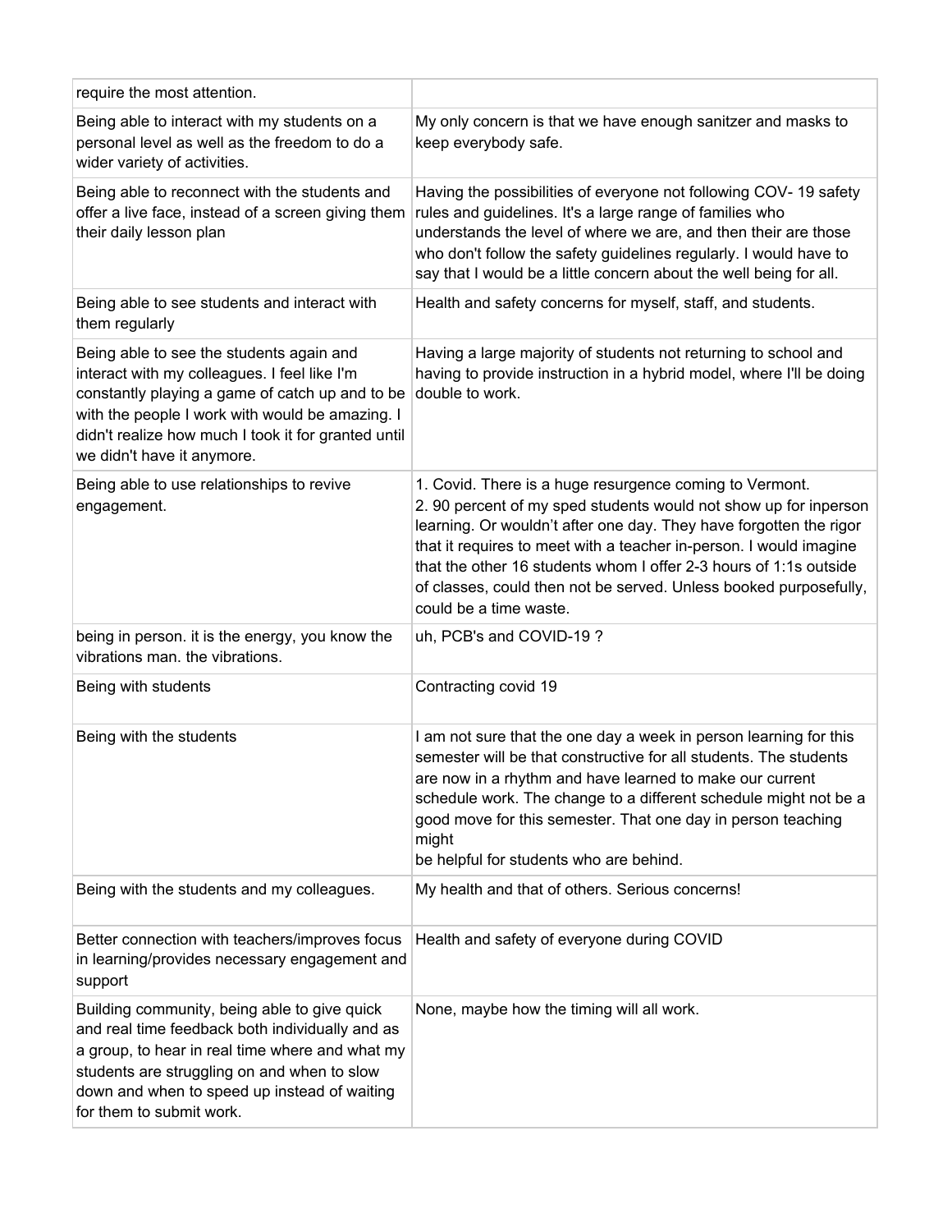| | |
|---|---|
| require the most attention. | |
| Being able to interact with my students on a personal level as well as the freedom to do a wider variety of activities. | My only concern is that we have enough sanitzer and masks to keep everybody safe. |
| Being able to reconnect with the students and offer a live face, instead of a screen giving them their daily lesson plan | Having the possibilities of everyone not following COV- 19 safety rules and guidelines. It's a large range of families who understands the level of where we are, and then their are those who don't follow the safety guidelines regularly. I would have to say that I would be a little concern about the well being for all. |
| Being able to see students and interact with them regularly | Health and safety concerns for myself, staff, and students. |
| Being able to see the students again and interact with my colleagues. I feel like I'm constantly playing a game of catch up and to be with the people I work with would be amazing. I didn't realize how much I took it for granted until we didn't have it anymore. | Having a large majority of students not returning to school and having to provide instruction in a hybrid model, where I'll be doing double to work. |
| Being able to use relationships to revive engagement. | 1. Covid. There is a huge resurgence coming to Vermont.<br>2. 90 percent of my sped students would not show up for inperson learning. Or wouldn't after one day. They have forgotten the rigor that it requires to meet with a teacher in-person. I would imagine that the other 16 students whom I offer 2-3 hours of 1:1s outside of classes, could then not be served. Unless booked purposefully, could be a time waste. |
| being in person. it is the energy, you know the vibrations man. the vibrations. | uh, PCB's and COVID-19 ? |
| Being with students | Contracting covid 19 |
| Being with the students | I am not sure that the one day a week in person learning for this semester will be that constructive for all students. The students are now in a rhythm and have learned to make our current schedule work. The change to a different schedule might not be a good move for this semester. That one day in person teaching might<br>be helpful for students who are behind. |
| Being with the students and my colleagues. | My health and that of others. Serious concerns! |
| Better connection with teachers/improves focus in learning/provides necessary engagement and support | Health and safety of everyone during COVID |
| Building community, being able to give quick and real time feedback both individually and as a group, to hear in real time where and what my students are struggling on and when to slow down and when to speed up instead of waiting for them to submit work. | None, maybe how the timing will all work. |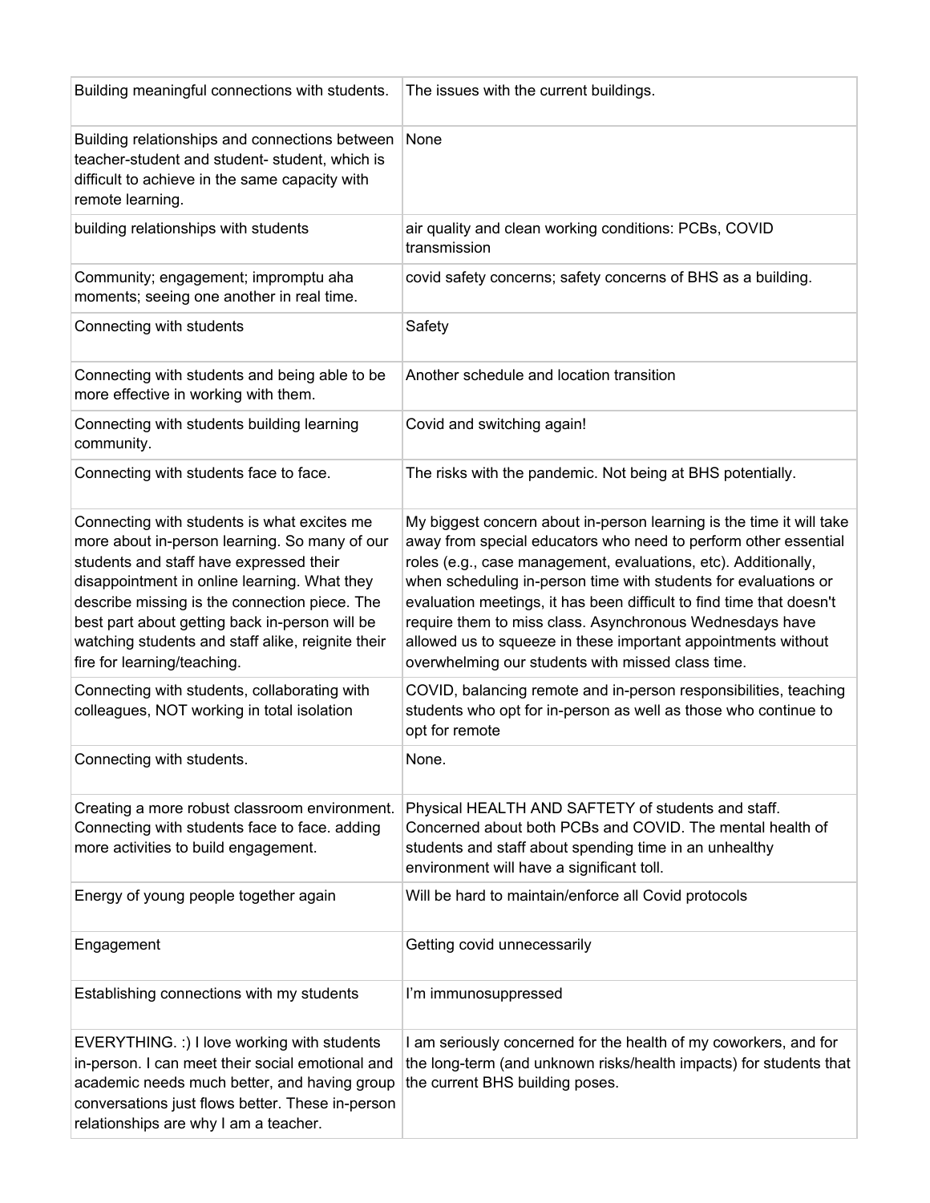| | |
|---|---|
| Building meaningful connections with students. | The issues with the current buildings. |
| Building relationships and connections between teacher-student and student- student, which is difficult to achieve in the same capacity with remote learning. | None |
| building relationships with students | air quality and clean working conditions: PCBs, COVID transmission |
| Community; engagement; impromptu aha moments; seeing one another in real time. | covid safety concerns; safety concerns of BHS as a building. |
| Connecting with students | Safety |
| Connecting with students and being able to be more effective in working with them. | Another schedule and location transition |
| Connecting with students building learning community. | Covid and switching again! |
| Connecting with students face to face. | The risks with the pandemic. Not being at BHS potentially. |
| Connecting with students is what excites me more about in-person learning. So many of our students and staff have expressed their disappointment in online learning. What they describe missing is the connection piece. The best part about getting back in-person will be watching students and staff alike, reignite their fire for learning/teaching. | My biggest concern about in-person learning is the time it will take away from special educators who need to perform other essential roles (e.g., case management, evaluations, etc). Additionally, when scheduling in-person time with students for evaluations or evaluation meetings, it has been difficult to find time that doesn't require them to miss class. Asynchronous Wednesdays have allowed us to squeeze in these important appointments without overwhelming our students with missed class time. |
| Connecting with students, collaborating with colleagues, NOT working in total isolation | COVID, balancing remote and in-person responsibilities, teaching students who opt for in-person as well as those who continue to opt for remote |
| Connecting with students. | None. |
| Creating a more robust classroom environment. Connecting with students face to face. adding more activities to build engagement. | Physical HEALTH AND SAFTETY of students and staff. Concerned about both PCBs and COVID. The mental health of students and staff about spending time in an unhealthy environment will have a significant toll. |
| Energy of young people together again | Will be hard to maintain/enforce all Covid protocols |
| Engagement | Getting covid unnecessarily |
| Establishing connections with my students | I'm immunosuppressed |
| EVERYTHING. :) I love working with students in-person. I can meet their social emotional and academic needs much better, and having group conversations just flows better. These in-person relationships are why I am a teacher. | I am seriously concerned for the health of my coworkers, and for the long-term (and unknown risks/health impacts) for students that the current BHS building poses. |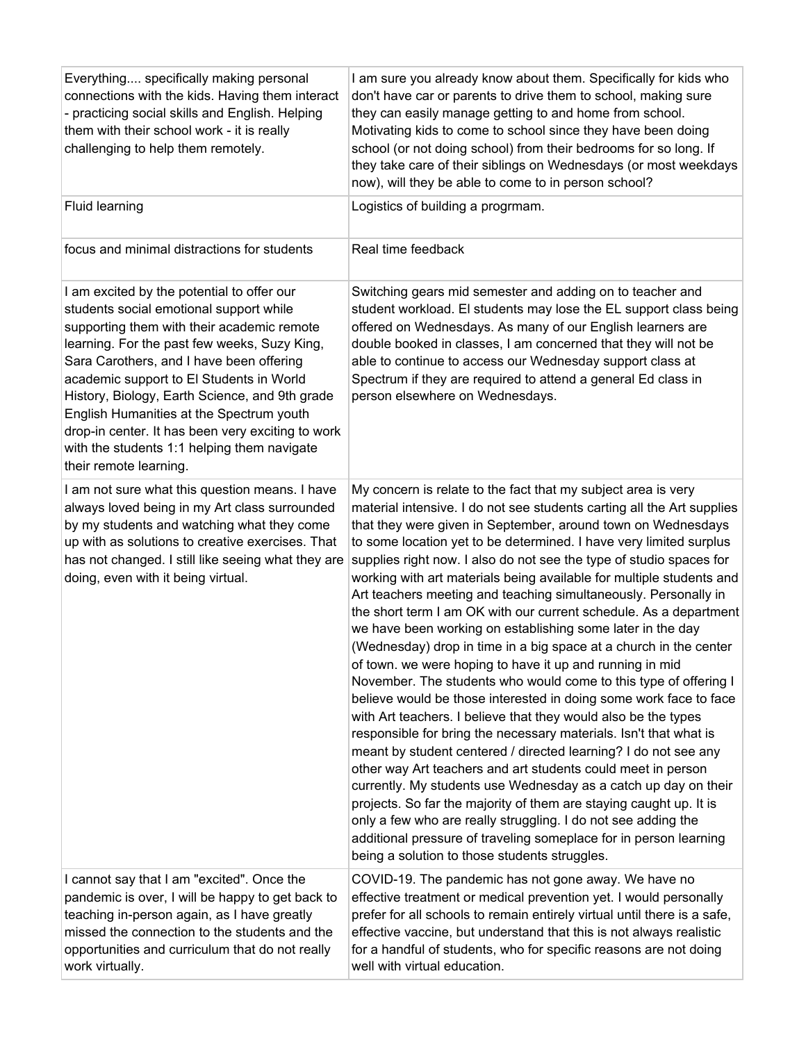| | |
|---|---|
| Everything.... specifically making personal connections with the kids. Having them interact - practicing social skills and English. Helping them with their school work - it is really challenging to help them remotely. | I am sure you already know about them. Specifically for kids who don't have car or parents to drive them to school, making sure they can easily manage getting to and home from school. Motivating kids to come to school since they have been doing school (or not doing school) from their bedrooms for so long. If they take care of their siblings on Wednesdays (or most weekdays now), will they be able to come to in person school? |
| Fluid learning | Logistics of building a progrmam. |
| focus and minimal distractions for students | Real time feedback |
| I am excited by the potential to offer our students social emotional support while supporting them with their academic remote learning. For the past few weeks, Suzy King, Sara Carothers, and I have been offering academic support to El Students in World History, Biology, Earth Science, and 9th grade English Humanities at the Spectrum youth drop-in center. It has been very exciting to work with the students 1:1 helping them navigate their remote learning. | Switching gears mid semester and adding on to teacher and student workload. El students may lose the EL support class being offered on Wednesdays. As many of our English learners are double booked in classes, I am concerned that they will not be able to continue to access our Wednesday support class at Spectrum if they are required to attend a general Ed class in person elsewhere on Wednesdays. |
| I am not sure what this question means. I have always loved being in my Art class surrounded by my students and watching what they come up with as solutions to creative exercises. That has not changed. I still like seeing what they are doing, even with it being virtual. | My concern is relate to the fact that my subject area is very material intensive. I do not see students carting all the Art supplies that they were given in September, around town on Wednesdays to some location yet to be determined. I have very limited surplus supplies right now. I also do not see the type of studio spaces for working with art materials being available for multiple students and Art teachers meeting and teaching simultaneously. Personally in the short term I am OK with our current schedule. As a department we have been working on establishing some later in the day (Wednesday) drop in time in a big space at a church in the center of town. we were hoping to have it up and running in mid November. The students who would come to this type of offering I believe would be those interested in doing some work face to face with Art teachers. I believe that they would also be the types responsible for bring the necessary materials. Isn't that what is meant by student centered / directed learning? I do not see any other way Art teachers and art students could meet in person currently. My students use Wednesday as a catch up day on their projects. So far the majority of them are staying caught up. It is only a few who are really struggling. I do not see adding the additional pressure of traveling someplace for in person learning being a solution to those students struggles. |
| I cannot say that I am "excited". Once the pandemic is over, I will be happy to get back to teaching in-person again, as I have greatly missed the connection to the students and the opportunities and curriculum that do not really work virtually. | COVID-19. The pandemic has not gone away. We have no effective treatment or medical prevention yet. I would personally prefer for all schools to remain entirely virtual until there is a safe, effective vaccine, but understand that this is not always realistic for a handful of students, who for specific reasons are not doing well with virtual education. |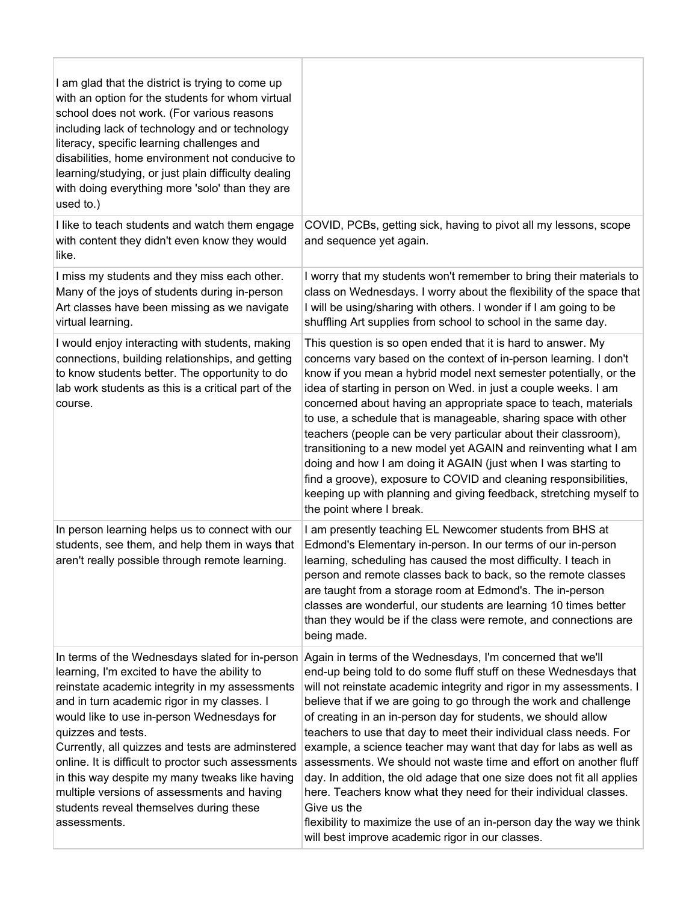| | |
|---|---|
| I am glad that the district is trying to come up with an option for the students for whom virtual school does not work. (For various reasons including lack of technology and or technology literacy, specific learning challenges and disabilities, home environment not conducive to learning/studying, or just plain difficulty dealing with doing everything more 'solo' than they are used to.) | |
| I like to teach students and watch them engage with content they didn't even know they would like. | COVID, PCBs, getting sick, having to pivot all my lessons, scope and sequence yet again. |
| I miss my students and they miss each other. Many of the joys of students during in-person Art classes have been missing as we navigate virtual learning. | I worry that my students won't remember to bring their materials to class on Wednesdays. I worry about the flexibility of the space that I will be using/sharing with others. I wonder if I am going to be shuffling Art supplies from school to school in the same day. |
| I would enjoy interacting with students, making connections, building relationships, and getting to know students better. The opportunity to do lab work students as this is a critical part of the course. | This question is so open ended that it is hard to answer. My concerns vary based on the context of in-person learning. I don't know if you mean a hybrid model next semester potentially, or the idea of starting in person on Wed. in just a couple weeks. I am concerned about having an appropriate space to teach, materials to use, a schedule that is manageable, sharing space with other teachers (people can be very particular about their classroom), transitioning to a new model yet AGAIN and reinventing what I am doing and how I am doing it AGAIN (just when I was starting to find a groove), exposure to COVID and cleaning responsibilities, keeping up with planning and giving feedback, stretching myself to the point where I break. |
| In person learning helps us to connect with our students, see them, and help them in ways that aren't really possible through remote learning. | I am presently teaching EL Newcomer students from BHS at Edmond's Elementary in-person. In our terms of our in-person learning, scheduling has caused the most difficulty. I teach in person and remote classes back to back, so the remote classes are taught from a storage room at Edmond's. The in-person classes are wonderful, our students are learning 10 times better than they would be if the class were remote, and connections are being made. |
| In terms of the Wednesdays slated for in-person learning, I'm excited to have the ability to reinstate academic integrity in my assessments and in turn academic rigor in my classes. I would like to use in-person Wednesdays for quizzes and tests.<br>Currently, all quizzes and tests are adminstered online. It is difficult to proctor such assessments in this way despite my many tweaks like having multiple versions of assessments and having students reveal themselves during these assessments. | Again in terms of the Wednesdays, I'm concerned that we'll end-up being told to do some fluff stuff on these Wednesdays that will not reinstate academic integrity and rigor in my assessments. I believe that if we are going to go through the work and challenge of creating in an in-person day for students, we should allow teachers to use that day to meet their individual class needs. For example, a science teacher may want that day for labs as well as assessments. We should not waste time and effort on another fluff day. In addition, the old adage that one size does not fit all applies here. Teachers know what they need for their individual classes. Give us the<br>flexibility to maximize the use of an in-person day the way we think will best improve academic rigor in our classes. |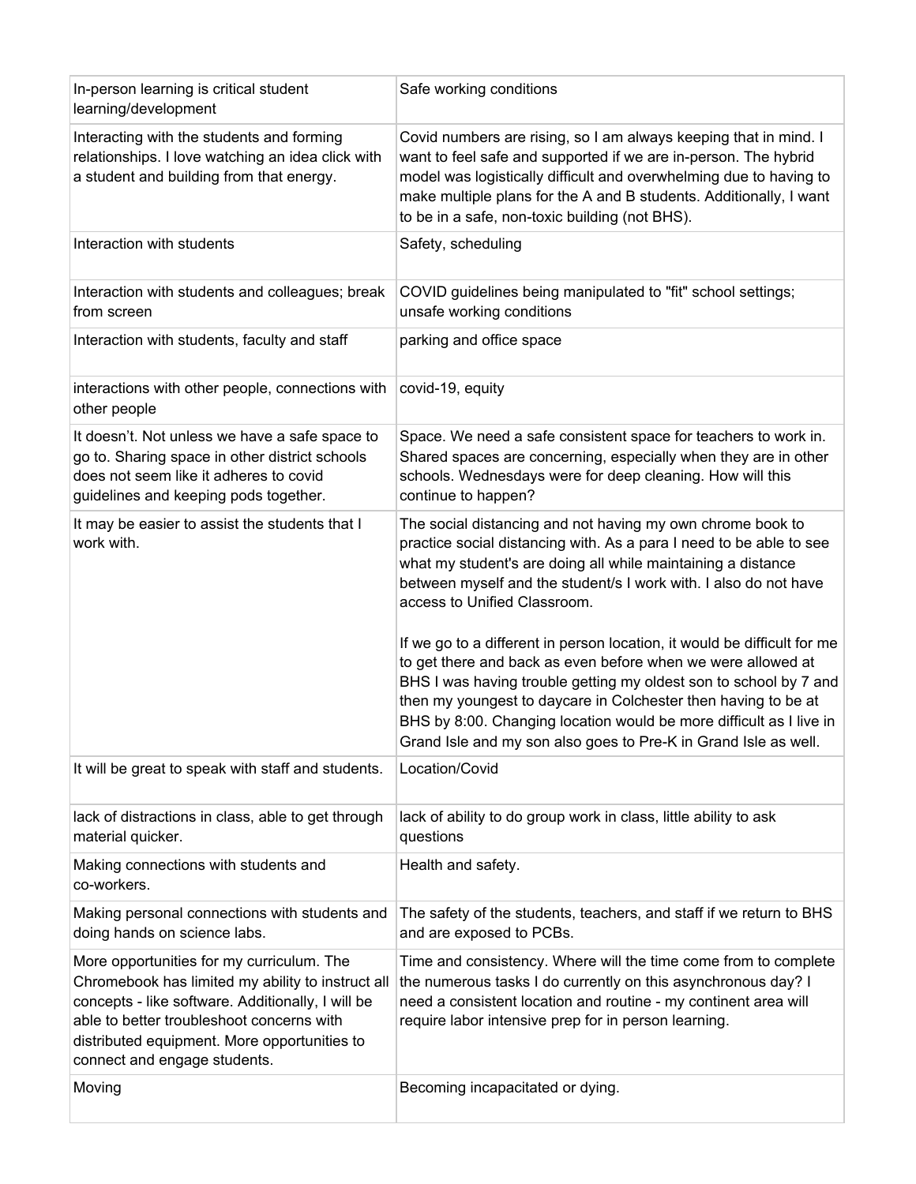| | |
|---|---|
| In-person learning is critical student learning/development | Safe working conditions |
| Interacting with the students and forming relationships. I love watching an idea click with a student and building from that energy. | Covid numbers are rising, so I am always keeping that in mind. I want to feel safe and supported if we are in-person. The hybrid model was logistically difficult and overwhelming due to having to make multiple plans for the A and B students. Additionally, I want to be in a safe, non-toxic building (not BHS). |
| Interaction with students | Safety, scheduling |
| Interaction with students and colleagues; break from screen | COVID guidelines being manipulated to "fit" school settings; unsafe working conditions |
| Interaction with students, faculty and staff | parking and office space |
| interactions with other people, connections with other people | covid-19, equity |
| It doesn't. Not unless we have a safe space to go to. Sharing space in other district schools does not seem like it adheres to covid guidelines and keeping pods together. | Space. We need a safe consistent space for teachers to work in. Shared spaces are concerning, especially when they are in other schools. Wednesdays were for deep cleaning. How will this continue to happen? |
| It may be easier to assist the students that I work with. | The social distancing and not having my own chrome book to practice social distancing with. As a para I need to be able to see what my student's are doing all while maintaining a distance between myself and the student/s I work with. I also do not have access to Unified Classroom.<br><br>If we go to a different in person location, it would be difficult for me to get there and back as even before when we were allowed at BHS I was having trouble getting my oldest son to school by 7 and then my youngest to daycare in Colchester then having to be at BHS by 8:00. Changing location would be more difficult as I live in Grand Isle and my son also goes to Pre-K in Grand Isle as well. |
| It will be great to speak with staff and students. | Location/Covid |
| lack of distractions in class, able to get through material quicker. | lack of ability to do group work in class, little ability to ask questions |
| Making connections with students and co-workers. | Health and safety. |
| Making personal connections with students and doing hands on science labs. | The safety of the students, teachers, and staff if we return to BHS and are exposed to PCBs. |
| More opportunities for my curriculum. The Chromebook has limited my ability to instruct all concepts - like software. Additionally, I will be able to better troubleshoot concerns with distributed equipment. More opportunities to connect and engage students. | Time and consistency. Where will the time come from to complete the numerous tasks I do currently on this asynchronous day? I need a consistent location and routine - my continent area will require labor intensive prep for in person learning. |
| Moving | Becoming incapacitated or dying. |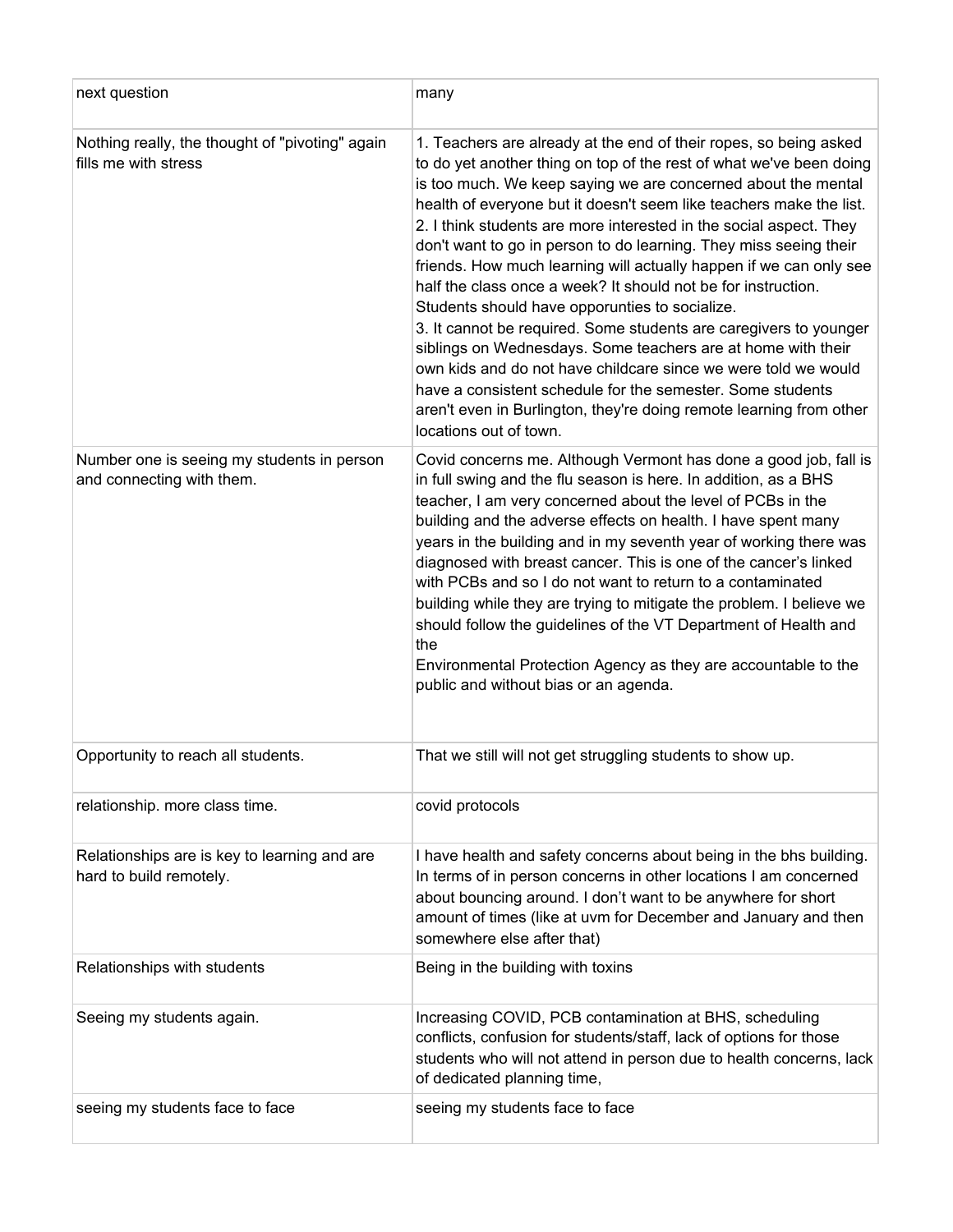| | |
|---|---|
| next question | many |
| Nothing really, the thought of "pivoting" again fills me with stress | 1. Teachers are already at the end of their ropes, so being asked to do yet another thing on top of the rest of what we've been doing is too much. We keep saying we are concerned about the mental health of everyone but it doesn't seem like teachers make the list.<br>2. I think students are more interested in the social aspect. They don't want to go in person to do learning. They miss seeing their friends. How much learning will actually happen if we can only see half the class once a week? It should not be for instruction. Students should have opporunties to socialize.<br>3. It cannot be required. Some students are caregivers to younger siblings on Wednesdays. Some teachers are at home with their own kids and do not have childcare since we were told we would have a consistent schedule for the semester. Some students aren't even in Burlington, they're doing remote learning from other locations out of town. |
| Number one is seeing my students in person and connecting with them. | Covid concerns me. Although Vermont has done a good job, fall is in full swing and the flu season is here. In addition, as a BHS teacher, I am very concerned about the level of PCBs in the building and the adverse effects on health. I have spent many years in the building and in my seventh year of working there was diagnosed with breast cancer. This is one of the cancer's linked with PCBs and so I do not want to return to a contaminated building while they are trying to mitigate the problem. I believe we should follow the guidelines of the VT Department of Health and the<br>Environmental Protection Agency as they are accountable to the public and without bias or an agenda. |
| Opportunity to reach all students. | That we still will not get struggling students to show up. |
| relationship. more class time. | covid protocols |
| Relationships are is key to learning and are hard to build remotely. | I have health and safety concerns about being in the bhs building. In terms of in person concerns in other locations I am concerned about bouncing around. I don't want to be anywhere for short amount of times (like at uvm for December and January and then somewhere else after that) |
| Relationships with students | Being in the building with toxins |
| Seeing my students again. | Increasing COVID, PCB contamination at BHS, scheduling conflicts, confusion for students/staff, lack of options for those students who will not attend in person due to health concerns, lack of dedicated planning time, |
| seeing my students face to face | seeing my students face to face |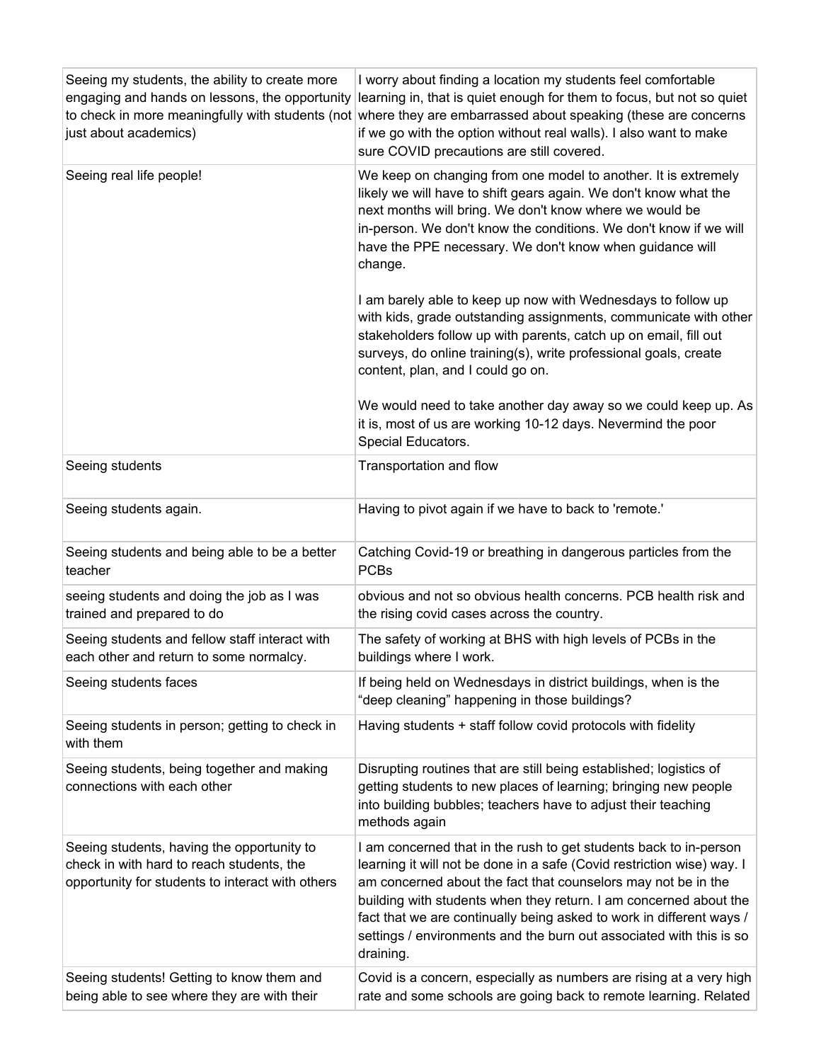| | |
|---|---|
| Seeing my students, the ability to create more engaging and hands on lessons, the opportunity to check in more meaningfully with students (not just about academics) | I worry about finding a location my students feel comfortable learning in, that is quiet enough for them to focus, but not so quiet where they are embarrassed about speaking (these are concerns if we go with the option without real walls). I also want to make sure COVID precautions are still covered. |
| Seeing real life people! | We keep on changing from one model to another. It is extremely likely we will have to shift gears again. We don't know what the next months will bring. We don't know where we would be in-person. We don't know the conditions. We don't know if we will have the PPE necessary. We don't know when guidance will change.<br><br>I am barely able to keep up now with Wednesdays to follow up with kids, grade outstanding assignments, communicate with other stakeholders follow up with parents, catch up on email, fill out surveys, do online training(s), write professional goals, create content, plan, and I could go on.<br><br>We would need to take another day away so we could keep up. As it is, most of us are working 10-12 days. Nevermind the poor Special Educators. |
| Seeing students | Transportation and flow |
| Seeing students again. | Having to pivot again if we have to back to 'remote.' |
| Seeing students and being able to be a better teacher | Catching Covid-19 or breathing in dangerous particles from the PCBs |
| seeing students and doing the job as I was trained and prepared to do | obvious and not so obvious health concerns. PCB health risk and the rising covid cases across the country. |
| Seeing students and fellow staff interact with each other and return to some normalcy. | The safety of working at BHS with high levels of PCBs in the buildings where I work. |
| Seeing students faces | If being held on Wednesdays in district buildings, when is the "deep cleaning" happening in those buildings? |
| Seeing students in person; getting to check in with them | Having students + staff follow covid protocols with fidelity |
| Seeing students, being together and making connections with each other | Disrupting routines that are still being established; logistics of getting students to new places of learning; bringing new people into building bubbles; teachers have to adjust their teaching methods again |
| Seeing students, having the opportunity to check in with hard to reach students, the opportunity for students to interact with others | I am concerned that in the rush to get students back to in-person learning it will not be done in a safe (Covid restriction wise) way. I am concerned about the fact that counselors may not be in the building with students when they return. I am concerned about the fact that we are continually being asked to work in different ways / settings / environments and the burn out associated with this is so draining. |
| Seeing students! Getting to know them and being able to see where they are with their | Covid is a concern, especially as numbers are rising at a very high rate and some schools are going back to remote learning. Related |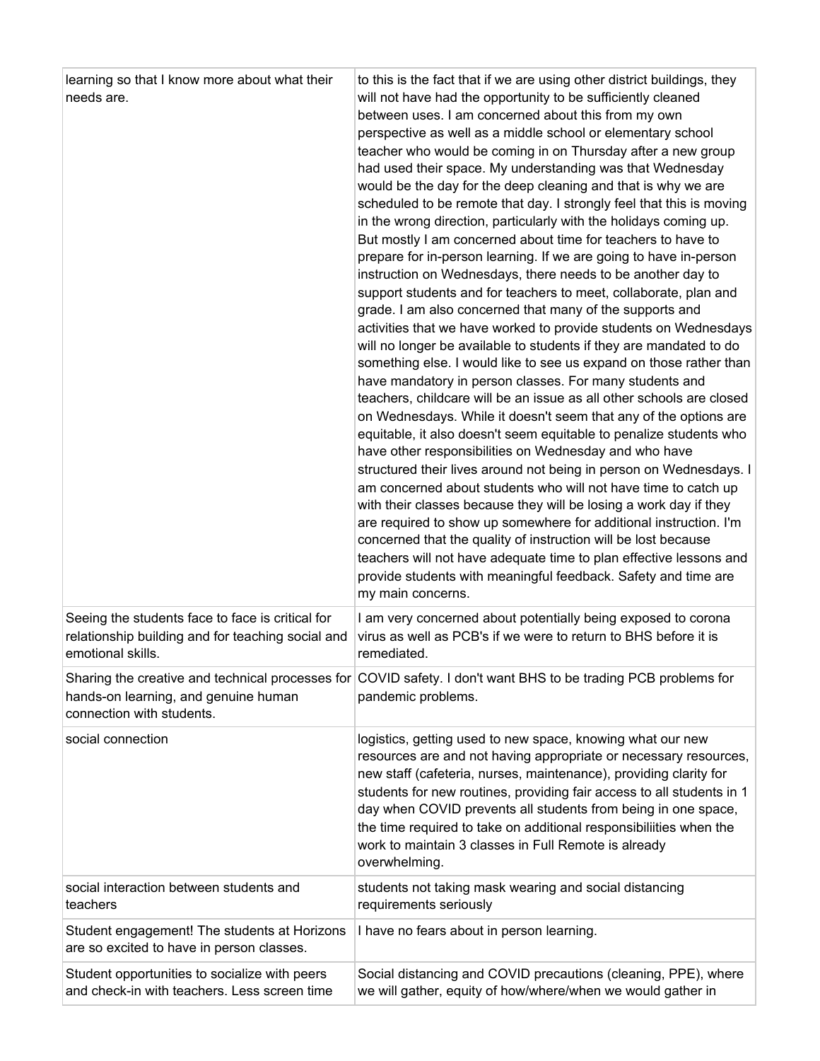| | |
|---|---|
| learning so that I know more about what their needs are. | to this is the fact that if we are using other district buildings, they will not have had the opportunity to be sufficiently cleaned between uses. I am concerned about this from my own perspective as well as a middle school or elementary school teacher who would be coming in on Thursday after a new group had used their space. My understanding was that Wednesday would be the day for the deep cleaning and that is why we are scheduled to be remote that day. I strongly feel that this is moving in the wrong direction, particularly with the holidays coming up. But mostly I am concerned about time for teachers to have to prepare for in-person learning. If we are going to have in-person instruction on Wednesdays, there needs to be another day to support students and for teachers to meet, collaborate, plan and grade. I am also concerned that many of the supports and activities that we have worked to provide students on Wednesdays will no longer be available to students if they are mandated to do something else. I would like to see us expand on those rather than have mandatory in person classes. For many students and teachers, childcare will be an issue as all other schools are closed on Wednesdays. While it doesn't seem that any of the options are equitable, it also doesn't seem equitable to penalize students who have other responsibilities on Wednesday and who have structured their lives around not being in person on Wednesdays. I am concerned about students who will not have time to catch up with their classes because they will be losing a work day if they are required to show up somewhere for additional instruction. I'm concerned that the quality of instruction will be lost because teachers will not have adequate time to plan effective lessons and provide students with meaningful feedback. Safety and time are my main concerns. |
| Seeing the students face to face is critical for relationship building and for teaching social and emotional skills. | I am very concerned about potentially being exposed to corona virus as well as PCB's if we were to return to BHS before it is remediated. |
| Sharing the creative and technical processes for hands-on learning, and genuine human connection with students. | COVID safety. I don't want BHS to be trading PCB problems for pandemic problems. |
| social connection | logistics, getting used to new space, knowing what our new resources are and not having appropriate or necessary resources, new staff (cafeteria, nurses, maintenance), providing clarity for students for new routines, providing fair access to all students in 1 day when COVID prevents all students from being in one space, the time required to take on additional responsibiliities when the work to maintain 3 classes in Full Remote is already overwhelming. |
| social interaction between students and teachers | students not taking mask wearing and social distancing requirements seriously |
| Student engagement! The students at Horizons are so excited to have in person classes. | I have no fears about in person learning. |
| Student opportunities to socialize with peers and check-in with teachers. Less screen time | Social distancing and COVID precautions (cleaning, PPE), where we will gather, equity of how/where/when we would gather in |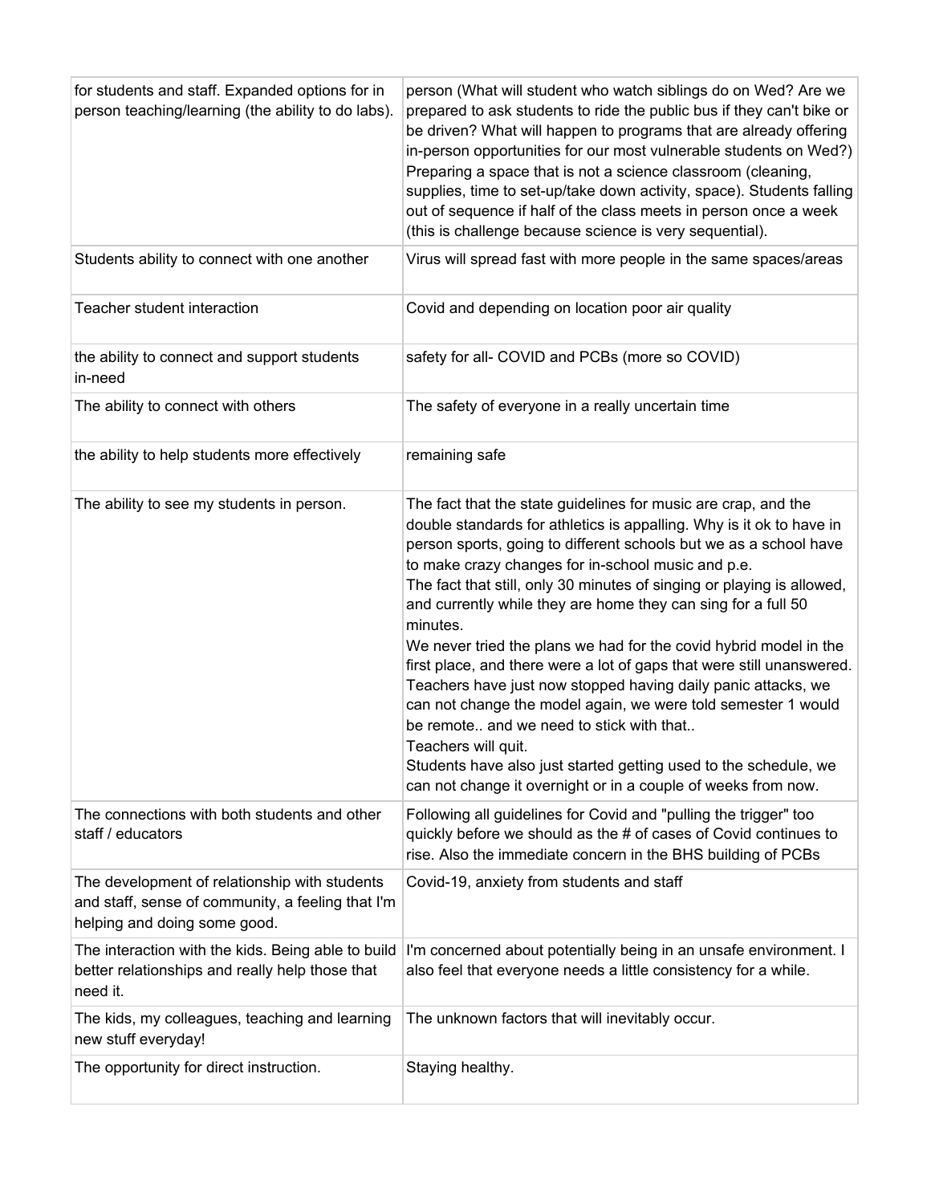| | |
|---|---|
| for students and staff. Expanded options for in person teaching/learning (the ability to do labs). | person (What will student who watch siblings do on Wed? Are we prepared to ask students to ride the public bus if they can't bike or be driven? What will happen to programs that are already offering in-person opportunities for our most vulnerable students on Wed?) Preparing a space that is not a science classroom (cleaning, supplies, time to set-up/take down activity, space). Students falling out of sequence if half of the class meets in person once a week (this is challenge because science is very sequential). |
| Students ability to connect with one another | Virus will spread fast with more people in the same spaces/areas |
| Teacher student interaction | Covid and depending on location poor air quality |
| the ability to connect and support students in-need | safety for all- COVID and PCBs (more so COVID) |
| The ability to connect with others | The safety of everyone in a really uncertain time |
| the ability to help students more effectively | remaining safe |
| The ability to see my students in person. | The fact that the state guidelines for music are crap, and the double standards for athletics is appalling. Why is it ok to have in person sports, going to different schools but we as a school have to make crazy changes for in-school music and p.e.<br>The fact that still, only 30 minutes of singing or playing is allowed, and currently while they are home they can sing for a full 50 minutes.<br>We never tried the plans we had for the covid hybrid model in the first place, and there were a lot of gaps that were still unanswered. Teachers have just now stopped having daily panic attacks, we can not change the model again, we were told semester 1 would be remote.. and we need to stick with that..<br>Teachers will quit.<br>Students have also just started getting used to the schedule, we can not change it overnight or in a couple of weeks from now. |
| The connections with both students and other staff / educators | Following all guidelines for Covid and "pulling the trigger" too quickly before we should as the # of cases of Covid continues to rise. Also the immediate concern in the BHS building of PCBs |
| The development of relationship with students and staff, sense of community, a feeling that I'm helping and doing some good. | Covid-19, anxiety from students and staff |
| The interaction with the kids. Being able to build better relationships and really help those that need it. | I'm concerned about potentially being in an unsafe environment. I also feel that everyone needs a little consistency for a while. |
| The kids, my colleagues, teaching and learning new stuff everyday! | The unknown factors that will inevitably occur. |
| The opportunity for direct instruction. | Staying healthy. |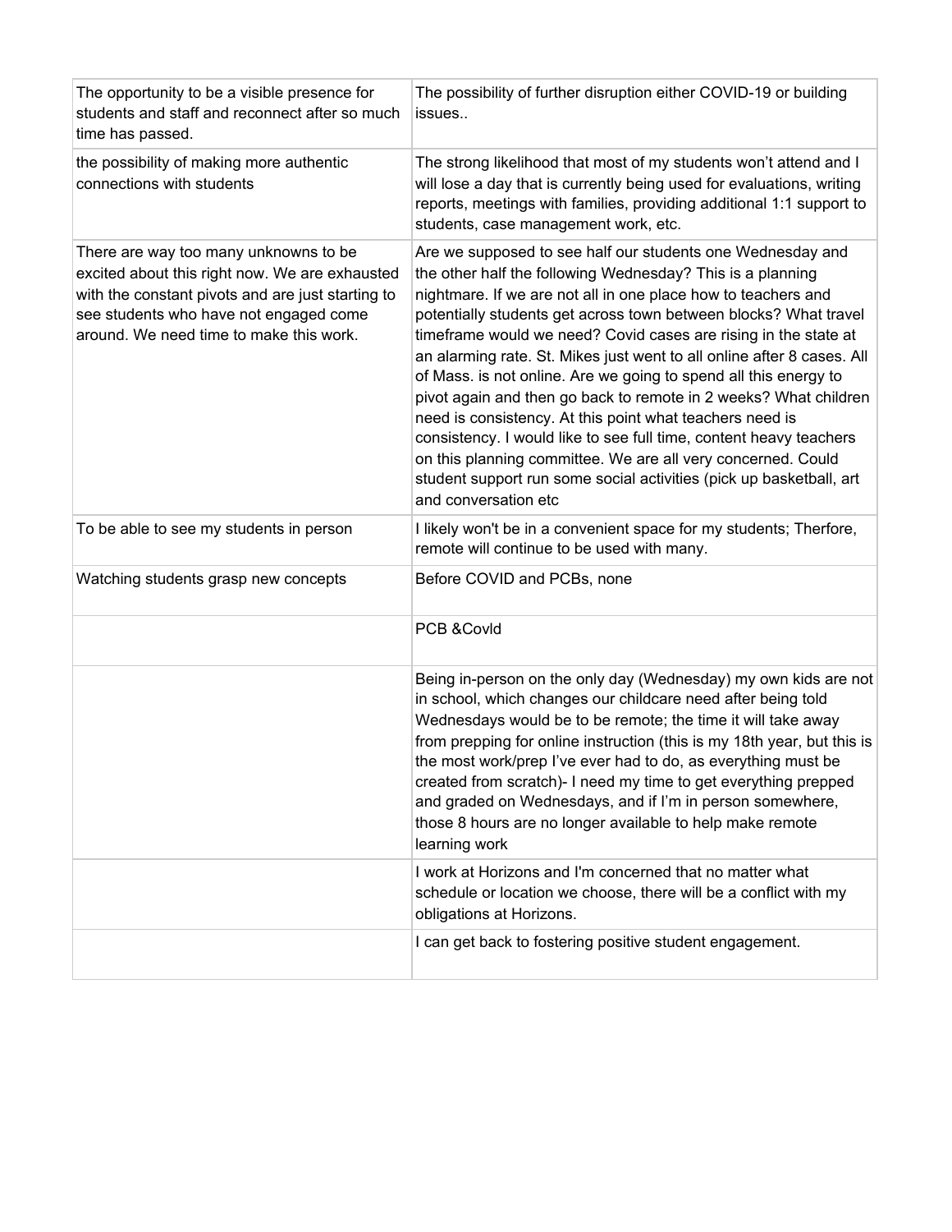| | |
|---|---|
| The opportunity to be a visible presence for students and staff and reconnect after so much time has passed. | The possibility of further disruption either COVID-19 or building issues.. |
| the possibility of making more authentic connections with students | The strong likelihood that most of my students won't attend and I will lose a day that is currently being used for evaluations, writing reports, meetings with families, providing additional 1:1 support to students, case management work, etc. |
| There are way too many unknowns to be excited about this right now. We are exhausted with the constant pivots and are just starting to see students who have not engaged come around. We need time to make this work. | Are we supposed to see half our students one Wednesday and the other half the following Wednesday? This is a planning nightmare. If we are not all in one place how to teachers and potentially students get across town between blocks? What travel timeframe would we need? Covid cases are rising in the state at an alarming rate. St. Mikes just went to all online after 8 cases. All of Mass. is not online. Are we going to spend all this energy to pivot again and then go back to remote in 2 weeks? What children need is consistency. At this point what teachers need is consistency. I would like to see full time, content heavy teachers on this planning committee. We are all very concerned. Could student support run some social activities (pick up basketball, art and conversation etc |
| To be able to see my students in person | I likely won't be in a convenient space for my students; Therfore, remote will continue to be used with many. |
| Watching students grasp new concepts | Before COVID and PCBs, none |
| | PCB &Covld |
| | Being in-person on the only day (Wednesday) my own kids are not in school, which changes our childcare need after being told Wednesdays would be to be remote; the time it will take away from prepping for online instruction (this is my 18th year, but this is the most work/prep I've ever had to do, as everything must be created from scratch)- I need my time to get everything prepped and graded on Wednesdays, and if I'm in person somewhere, those 8 hours are no longer available to help make remote learning work |
| | I work at Horizons and I'm concerned that no matter what schedule or location we choose, there will be a conflict with my obligations at Horizons. |
| | I can get back to fostering positive student engagement. |